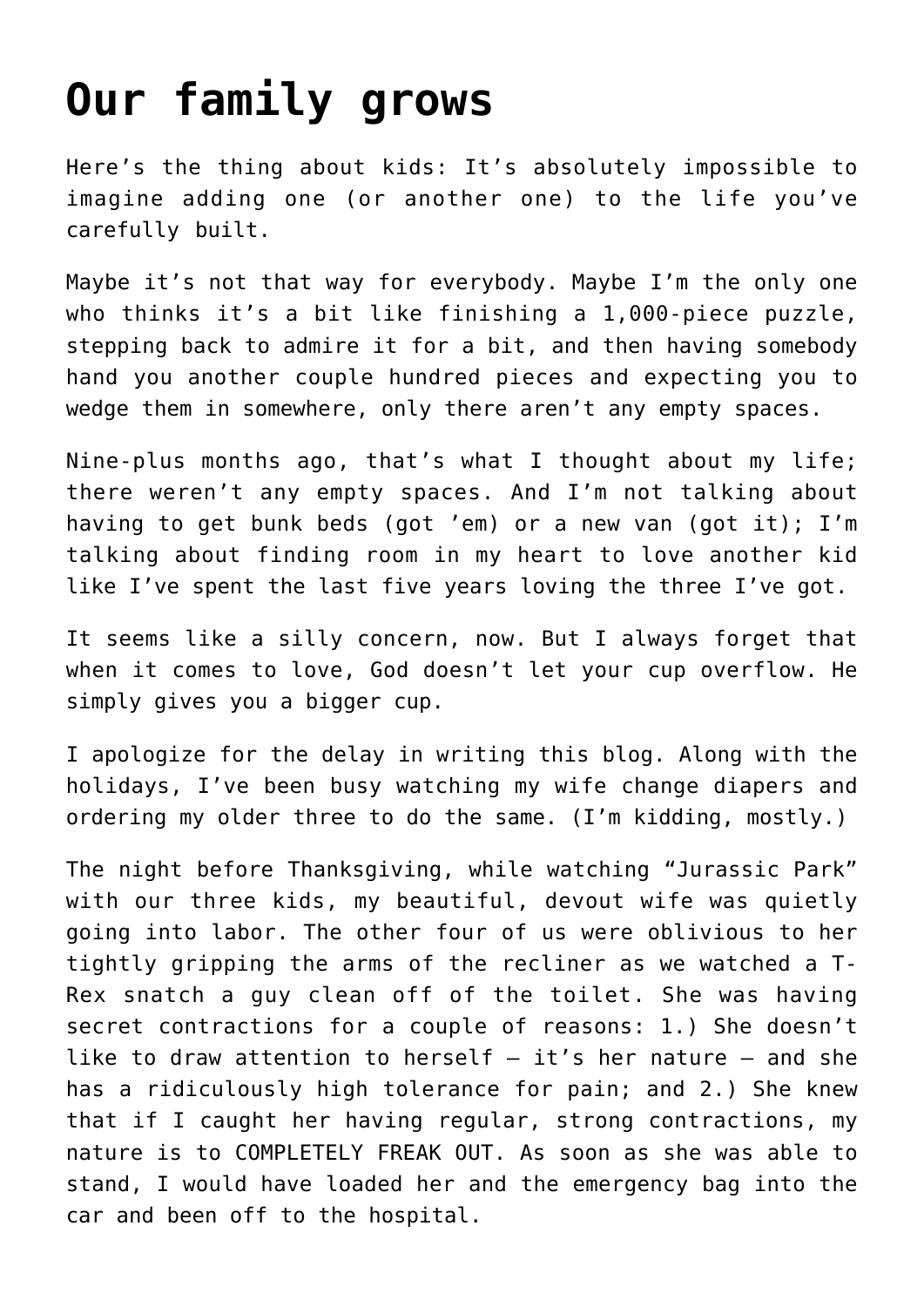# Our family grows

Here's the thing about kids: It's absolutely impossible to imagine adding one (or another one) to the life you've carefully built.

Maybe it's not that way for everybody. Maybe I'm the only one who thinks it's a bit like finishing a 1,000-piece puzzle, stepping back to admire it for a bit, and then having somebody hand you another couple hundred pieces and expecting you to wedge them in somewhere, only there aren't any empty spaces.

Nine-plus months ago, that's what I thought about my life; there weren't any empty spaces. And I'm not talking about having to get bunk beds (got 'em) or a new van (got it); I'm talking about finding room in my heart to love another kid like I've spent the last five years loving the three I've got.

It seems like a silly concern, now. But I always forget that when it comes to love, God doesn't let your cup overflow. He simply gives you a bigger cup.

I apologize for the delay in writing this blog. Along with the holidays, I've been busy watching my wife change diapers and ordering my older three to do the same. (I'm kidding, mostly.)

The night before Thanksgiving, while watching "Jurassic Park" with our three kids, my beautiful, devout wife was quietly going into labor. The other four of us were oblivious to her tightly gripping the arms of the recliner as we watched a T-Rex snatch a guy clean off of the toilet. She was having secret contractions for a couple of reasons: 1.) She doesn't like to draw attention to herself – it's her nature – and she has a ridiculously high tolerance for pain; and 2.) She knew that if I caught her having regular, strong contractions, my nature is to COMPLETELY FREAK OUT. As soon as she was able to stand, I would have loaded her and the emergency bag into the car and been off to the hospital.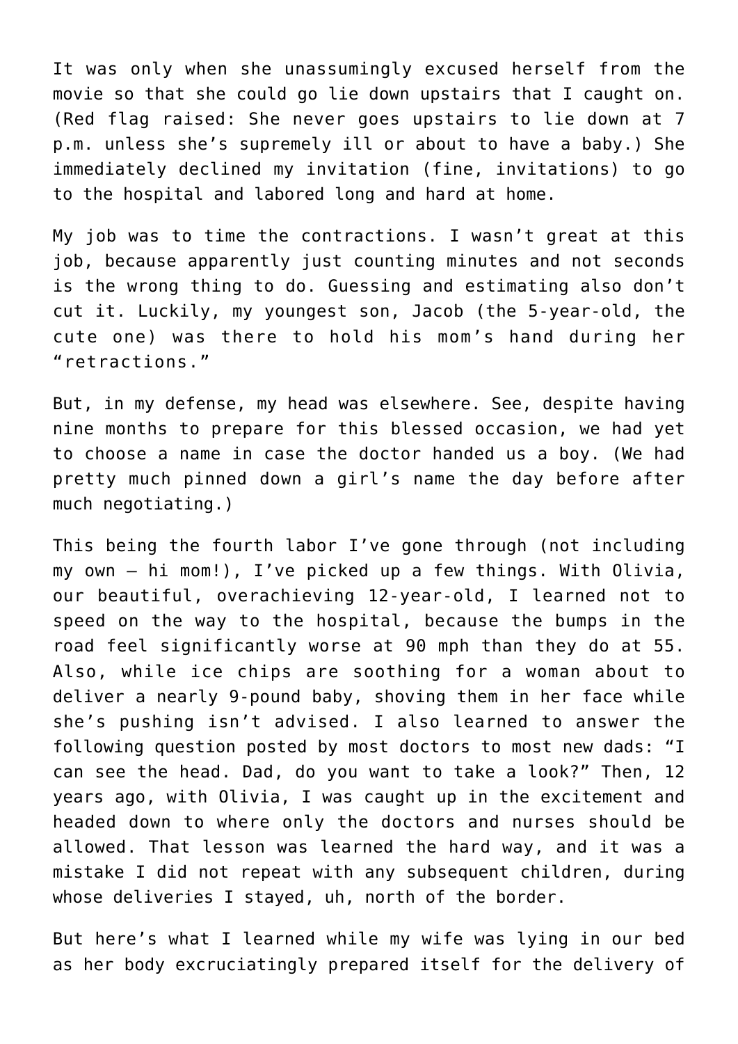It was only when she unassumingly excused herself from the movie so that she could go lie down upstairs that I caught on. (Red flag raised: She never goes upstairs to lie down at 7 p.m. unless she's supremely ill or about to have a baby.) She immediately declined my invitation (fine, invitations) to go to the hospital and labored long and hard at home.

My job was to time the contractions. I wasn't great at this job, because apparently just counting minutes and not seconds is the wrong thing to do. Guessing and estimating also don't cut it. Luckily, my youngest son, Jacob (the 5-year-old, the cute one) was there to hold his mom's hand during her "retractions."

But, in my defense, my head was elsewhere. See, despite having nine months to prepare for this blessed occasion, we had yet to choose a name in case the doctor handed us a boy. (We had pretty much pinned down a girl's name the day before after much negotiating.)

This being the fourth labor I've gone through (not including my own – hi mom!), I've picked up a few things. With Olivia, our beautiful, overachieving 12-year-old, I learned not to speed on the way to the hospital, because the bumps in the road feel significantly worse at 90 mph than they do at 55. Also, while ice chips are soothing for a woman about to deliver a nearly 9-pound baby, shoving them in her face while she's pushing isn't advised. I also learned to answer the following question posted by most doctors to most new dads: "I can see the head. Dad, do you want to take a look?" Then, 12 years ago, with Olivia, I was caught up in the excitement and headed down to where only the doctors and nurses should be allowed. That lesson was learned the hard way, and it was a mistake I did not repeat with any subsequent children, during whose deliveries I stayed, uh, north of the border.

But here's what I learned while my wife was lying in our bed as her body excruciatingly prepared itself for the delivery of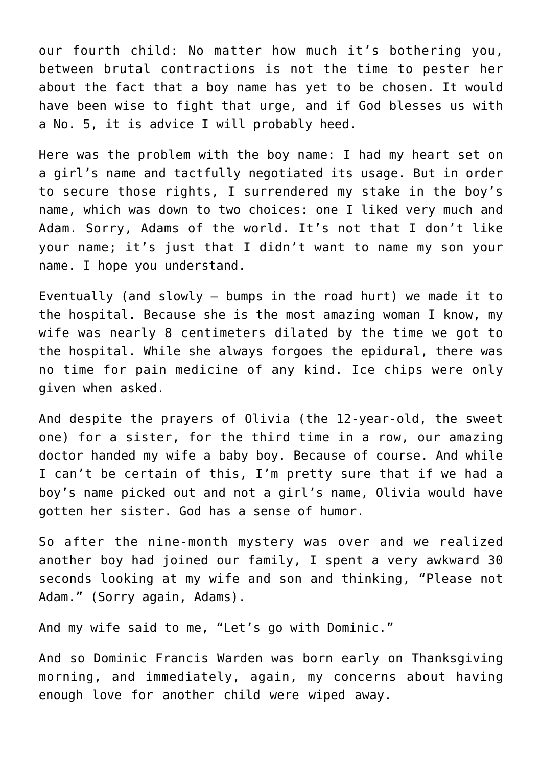our fourth child: No matter how much it's bothering you, between brutal contractions is not the time to pester her about the fact that a boy name has yet to be chosen. It would have been wise to fight that urge, and if God blesses us with a No. 5, it is advice I will probably heed.

Here was the problem with the boy name: I had my heart set on a girl's name and tactfully negotiated its usage. But in order to secure those rights, I surrendered my stake in the boy's name, which was down to two choices: one I liked very much and Adam. Sorry, Adams of the world. It's not that I don't like your name; it's just that I didn't want to name my son your name. I hope you understand.

Eventually (and slowly – bumps in the road hurt) we made it to the hospital. Because she is the most amazing woman I know, my wife was nearly 8 centimeters dilated by the time we got to the hospital. While she always forgoes the epidural, there was no time for pain medicine of any kind. Ice chips were only given when asked.

And despite the prayers of Olivia (the 12-year-old, the sweet one) for a sister, for the third time in a row, our amazing doctor handed my wife a baby boy. Because of course. And while I can't be certain of this, I'm pretty sure that if we had a boy's name picked out and not a girl's name, Olivia would have gotten her sister. God has a sense of humor.

So after the nine-month mystery was over and we realized another boy had joined our family, I spent a very awkward 30 seconds looking at my wife and son and thinking, "Please not Adam." (Sorry again, Adams).

And my wife said to me, "Let's go with Dominic."

And so Dominic Francis Warden was born early on Thanksgiving morning, and immediately, again, my concerns about having enough love for another child were wiped away.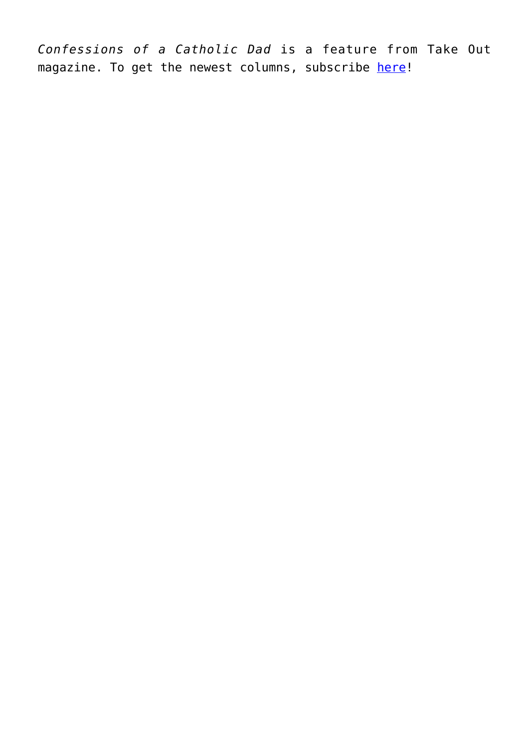*Confessions of a Catholic Dad* is a feature from Take Out magazine. To get the newest columns, subscribe here!